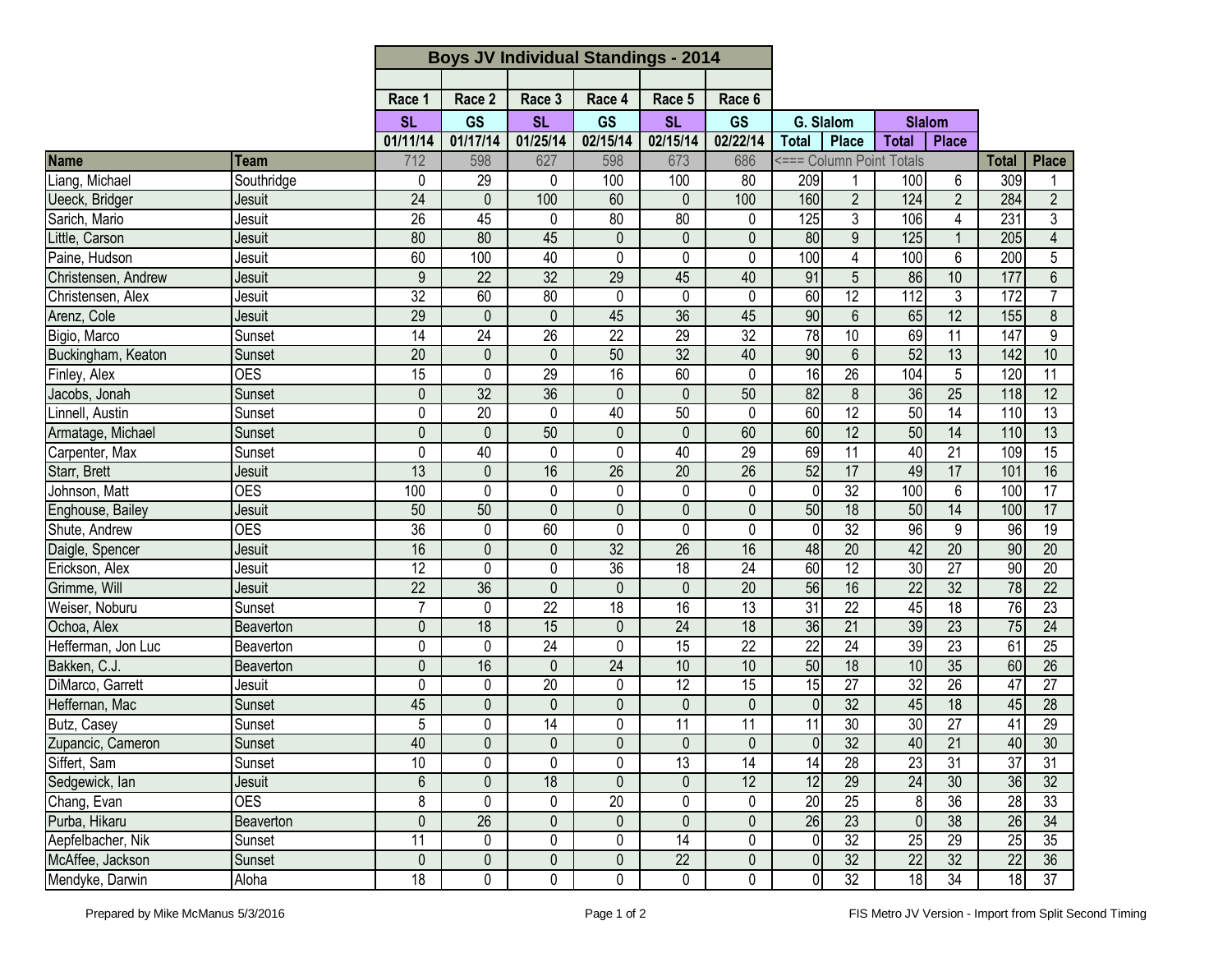## Boys JV Individual Standings - 2014

| Name | Team | Race 1 SL 01/11/14 | Race 2 GS 01/17/14 | Race 3 SL 01/25/14 | Race 4 GS 02/15/14 | Race 5 SL 02/15/14 | Race 6 GS 02/22/14 | G. Slalom Total | G. Slalom Place | Slalom Total | Slalom Place | Total | Place |
|---|---|---|---|---|---|---|---|---|---|---|---|---|---|
| | | 712 | 598 | 627 | 598 | 673 | 686 | <=== Column Point Totals | | | | | |
| Liang, Michael | Southridge | 0 | 29 | 0 | 100 | 100 | 80 | 209 | 1 | 100 | 6 | 309 | 1 |
| Ueeck, Bridger | Jesuit | 24 | 0 | 100 | 60 | 0 | 100 | 160 | 2 | 124 | 2 | 284 | 2 |
| Sarich, Mario | Jesuit | 26 | 45 | 0 | 80 | 80 | 0 | 125 | 3 | 106 | 4 | 231 | 3 |
| Little, Carson | Jesuit | 80 | 80 | 45 | 0 | 0 | 0 | 80 | 9 | 125 | 1 | 205 | 4 |
| Paine, Hudson | Jesuit | 60 | 100 | 40 | 0 | 0 | 0 | 100 | 4 | 100 | 6 | 200 | 5 |
| Christensen, Andrew | Jesuit | 9 | 22 | 32 | 29 | 45 | 40 | 91 | 5 | 86 | 10 | 177 | 6 |
| Christensen, Alex | Jesuit | 32 | 60 | 80 | 0 | 0 | 0 | 60 | 12 | 112 | 3 | 172 | 7 |
| Arenz, Cole | Jesuit | 29 | 0 | 0 | 45 | 36 | 45 | 90 | 6 | 65 | 12 | 155 | 8 |
| Bigio, Marco | Sunset | 14 | 24 | 26 | 22 | 29 | 32 | 78 | 10 | 69 | 11 | 147 | 9 |
| Buckingham, Keaton | Sunset | 20 | 0 | 0 | 50 | 32 | 40 | 90 | 6 | 52 | 13 | 142 | 10 |
| Finley, Alex | OES | 15 | 0 | 29 | 16 | 60 | 0 | 16 | 26 | 104 | 5 | 120 | 11 |
| Jacobs, Jonah | Sunset | 0 | 32 | 36 | 0 | 0 | 50 | 82 | 8 | 36 | 25 | 118 | 12 |
| Linnell, Austin | Sunset | 0 | 20 | 0 | 40 | 50 | 0 | 60 | 12 | 50 | 14 | 110 | 13 |
| Armatage, Michael | Sunset | 0 | 0 | 50 | 0 | 0 | 60 | 60 | 12 | 50 | 14 | 110 | 13 |
| Carpenter, Max | Sunset | 0 | 40 | 0 | 0 | 40 | 29 | 69 | 11 | 40 | 21 | 109 | 15 |
| Starr, Brett | Jesuit | 13 | 0 | 16 | 26 | 20 | 26 | 52 | 17 | 49 | 17 | 101 | 16 |
| Johnson, Matt | OES | 100 | 0 | 0 | 0 | 0 | 0 | 0 | 32 | 100 | 6 | 100 | 17 |
| Enghouse, Bailey | Jesuit | 50 | 50 | 0 | 0 | 0 | 0 | 50 | 18 | 50 | 14 | 100 | 17 |
| Shute, Andrew | OES | 36 | 0 | 60 | 0 | 0 | 0 | 0 | 32 | 96 | 9 | 96 | 19 |
| Daigle, Spencer | Jesuit | 16 | 0 | 0 | 32 | 26 | 16 | 48 | 20 | 42 | 20 | 90 | 20 |
| Erickson, Alex | Jesuit | 12 | 0 | 0 | 36 | 18 | 24 | 60 | 12 | 30 | 27 | 90 | 20 |
| Grimme, Will | Jesuit | 22 | 36 | 0 | 0 | 0 | 20 | 56 | 16 | 22 | 32 | 78 | 22 |
| Weiser, Noburu | Sunset | 7 | 0 | 22 | 18 | 16 | 13 | 31 | 22 | 45 | 18 | 76 | 23 |
| Ochoa, Alex | Beaverton | 0 | 18 | 15 | 0 | 24 | 18 | 36 | 21 | 39 | 23 | 75 | 24 |
| Hefferman, Jon Luc | Beaverton | 0 | 0 | 24 | 0 | 15 | 22 | 22 | 24 | 39 | 23 | 61 | 25 |
| Bakken, C.J. | Beaverton | 0 | 16 | 0 | 24 | 10 | 10 | 50 | 18 | 10 | 35 | 60 | 26 |
| DiMarco, Garrett | Jesuit | 0 | 0 | 20 | 0 | 12 | 15 | 15 | 27 | 32 | 26 | 47 | 27 |
| Heffernan, Mac | Sunset | 45 | 0 | 0 | 0 | 0 | 0 | 0 | 32 | 45 | 18 | 45 | 28 |
| Butz, Casey | Sunset | 5 | 0 | 14 | 0 | 11 | 11 | 11 | 30 | 30 | 27 | 41 | 29 |
| Zupancic, Cameron | Sunset | 40 | 0 | 0 | 0 | 0 | 0 | 0 | 32 | 40 | 21 | 40 | 30 |
| Siffert, Sam | Sunset | 10 | 0 | 0 | 0 | 13 | 14 | 14 | 28 | 23 | 31 | 37 | 31 |
| Sedgewick, Ian | Jesuit | 6 | 0 | 18 | 0 | 0 | 12 | 12 | 29 | 24 | 30 | 36 | 32 |
| Chang, Evan | OES | 8 | 0 | 0 | 20 | 0 | 0 | 20 | 25 | 8 | 36 | 28 | 33 |
| Purba, Hikaru | Beaverton | 0 | 26 | 0 | 0 | 0 | 0 | 26 | 23 | 0 | 38 | 26 | 34 |
| Aepfelbacher, Nik | Sunset | 11 | 0 | 0 | 0 | 14 | 0 | 0 | 32 | 25 | 29 | 25 | 35 |
| McAffee, Jackson | Sunset | 0 | 0 | 0 | 0 | 22 | 0 | 0 | 32 | 22 | 32 | 22 | 36 |
| Mendyke, Darwin | Aloha | 18 | 0 | 0 | 0 | 0 | 0 | 0 | 32 | 18 | 34 | 18 | 37 |

Prepared by Mike McManus 5/3/2016

FIS Metro JV Version - Import from Split Second Timing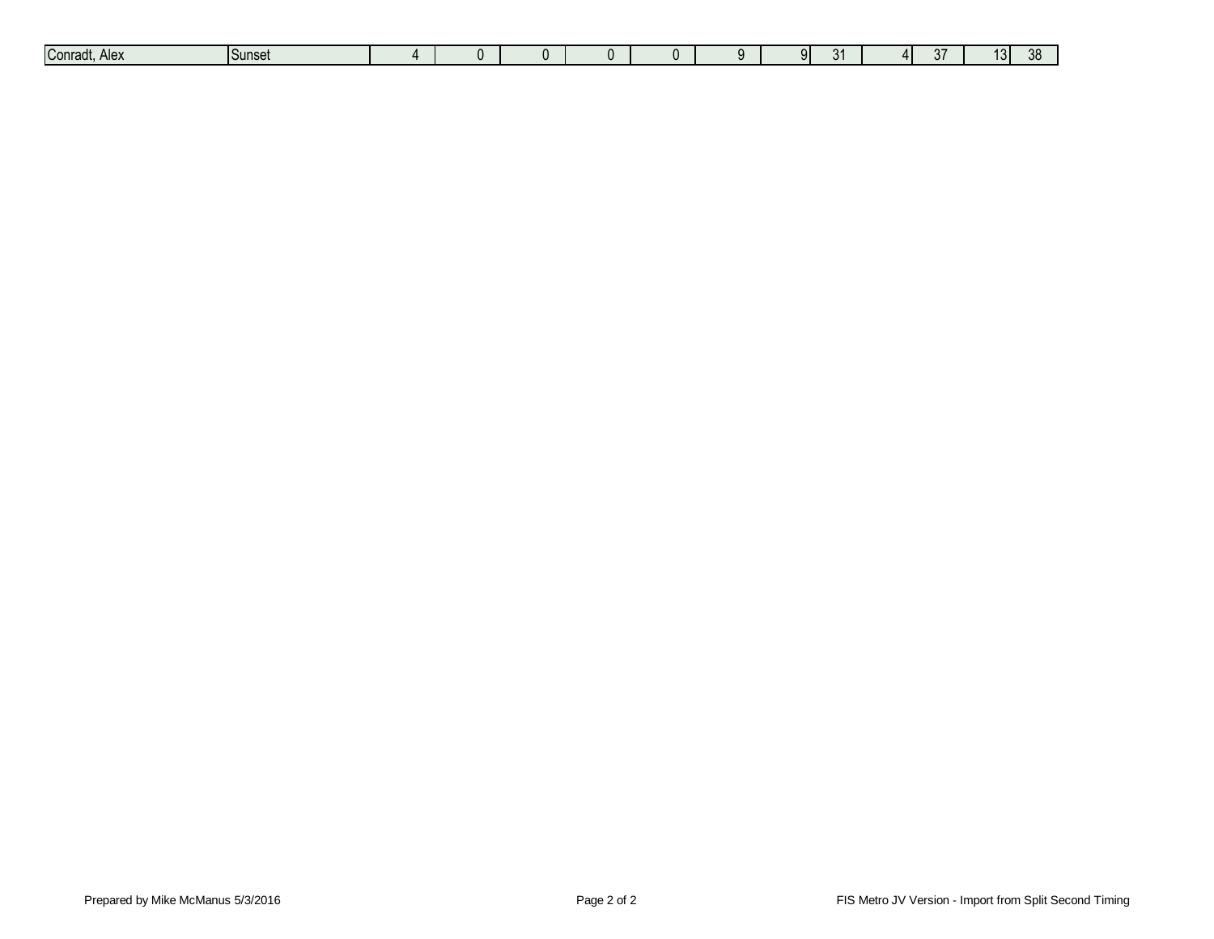| | | | | | | | | | | | | | |
|---|---|---|---|---|---|---|---|---|---|---|---|---|---|
| Conradt, Alex | Sunset | 4 | 0 | 0 | 0 | 0 | 9 | 9 | 31 | 4 | 37 | 13 | 38 |

Prepared by Mike McManus 5/3/2016

FIS Metro JV Version - Import from Split Second Timing